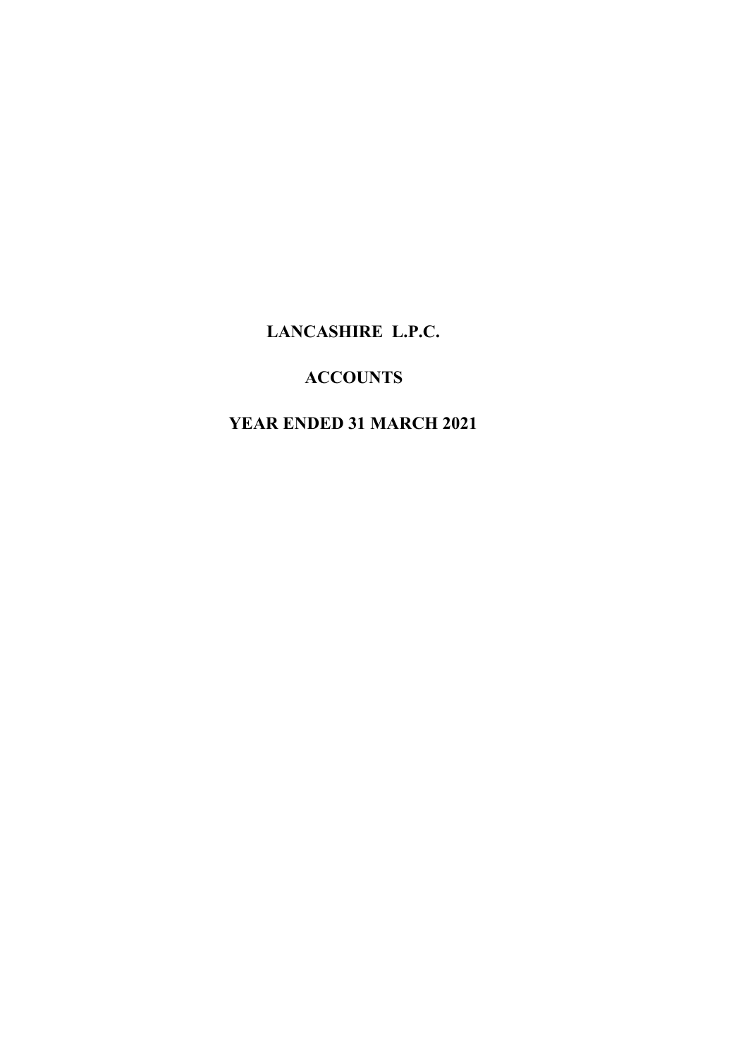# LANCASHIRE L.P.C.

## ACCOUNTS

## YEAR ENDED 31 MARCH 2021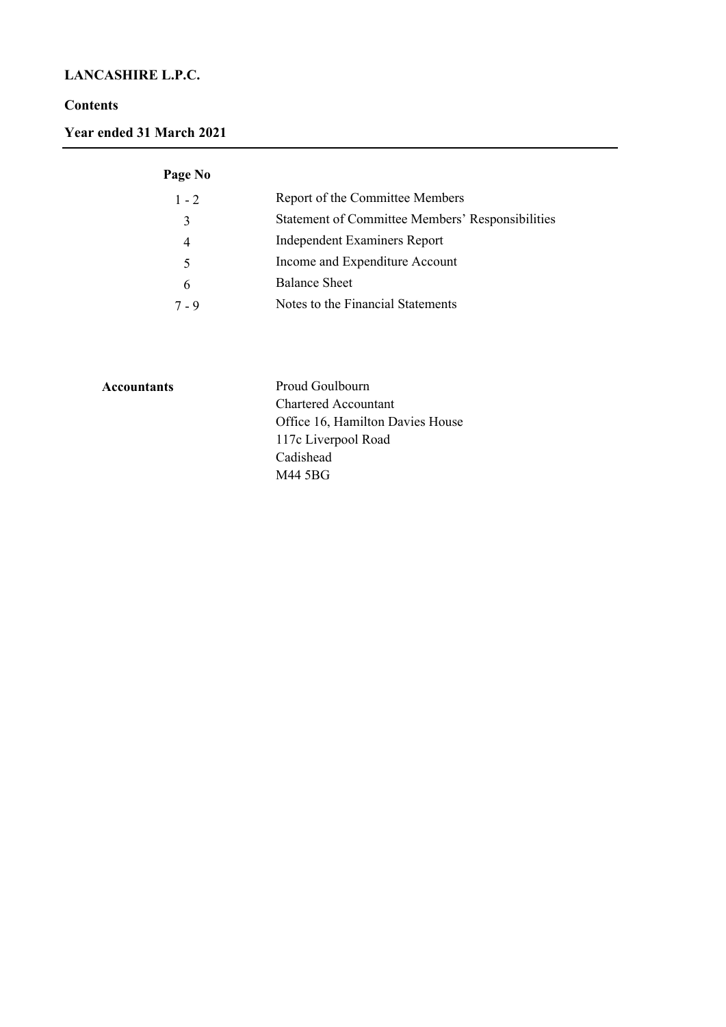**LANCASHIRE L.P.C.**

**Contents**

**Year ended 31 March 2021**

| Page No | |
|---|---|
| 1 - 2 | Report of the Committee Members |
| 3 | Statement of Committee Members' Responsibilities |
| 4 | Independent Examiners Report |
| 5 | Income and Expenditure Account |
| 6 | Balance Sheet |
| 7 - 9 | Notes to the Financial Statements |

**Accountants**

Proud Goulbourn
Chartered Accountant
Office 16, Hamilton Davies House
117c Liverpool Road
Cadishead
M44 5BG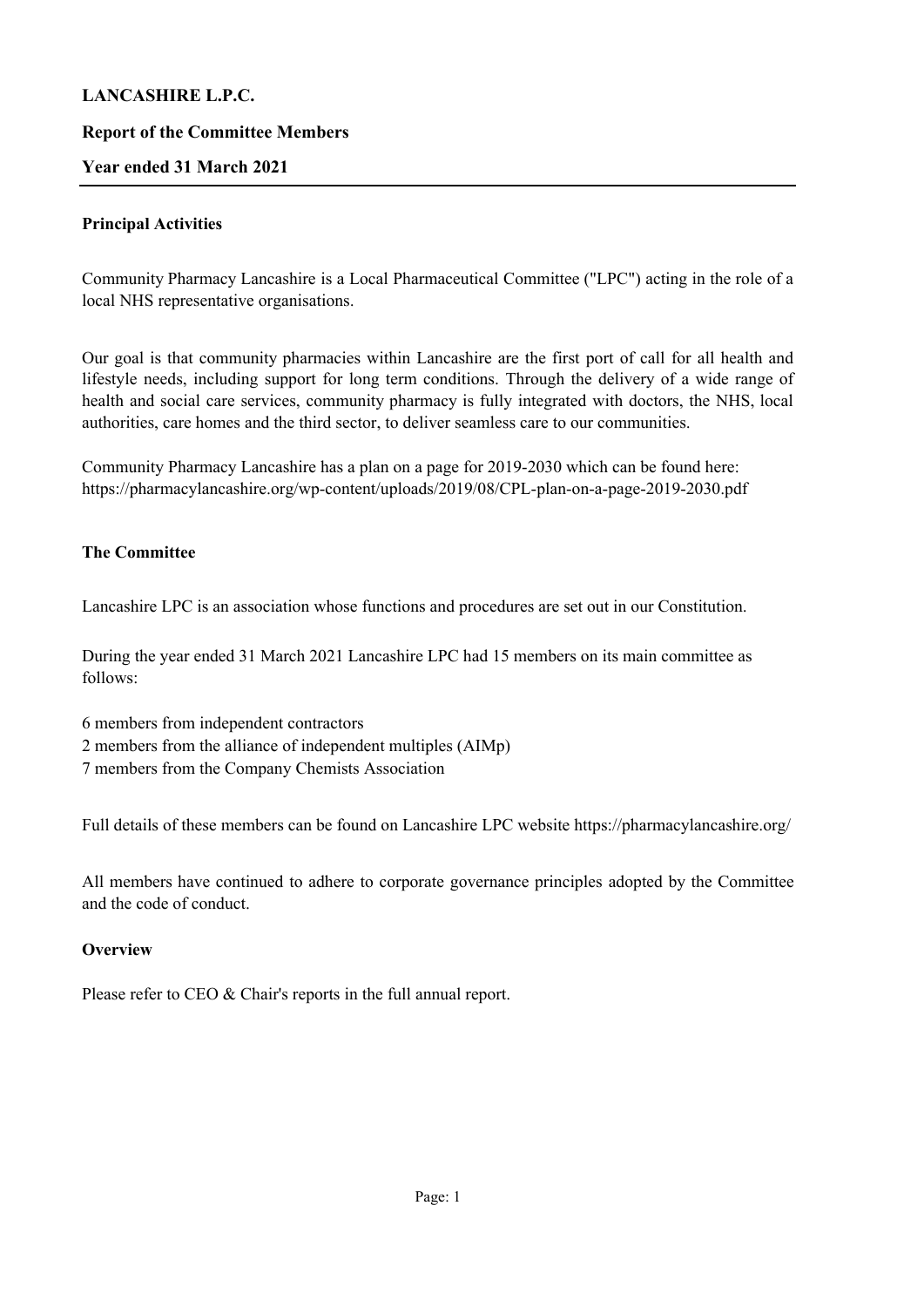**LANCASHIRE L.P.C.**

**Report of the Committee Members**

**Year ended 31 March 2021**

---

**Principal Activities**

Community Pharmacy Lancashire is a Local Pharmaceutical Committee ("LPC") acting in the role of a local NHS representative organisations.

Our goal is that community pharmacies within Lancashire are the first port of call for all health and lifestyle needs, including support for long term conditions. Through the delivery of a wide range of health and social care services, community pharmacy is fully integrated with doctors, the NHS, local authorities, care homes and the third sector, to deliver seamless care to our communities.

Community Pharmacy Lancashire has a plan on a page for 2019-2030 which can be found here:
https://pharmacylancashire.org/wp-content/uploads/2019/08/CPL-plan-on-a-page-2019-2030.pdf

**The Committee**

Lancashire LPC is an association whose functions and procedures are set out in our Constitution.

During the year ended 31 March 2021 Lancashire LPC had 15 members on its main committee as follows:

6 members from independent contractors
2 members from the alliance of independent multiples (AIMp)
7 members from the Company Chemists Association

Full details of these members can be found on Lancashire LPC website https://pharmacylancashire.org/

All members have continued to adhere to corporate governance principles adopted by the Committee and the code of conduct.

**Overview**

Please refer to CEO & Chair's reports in the full annual report.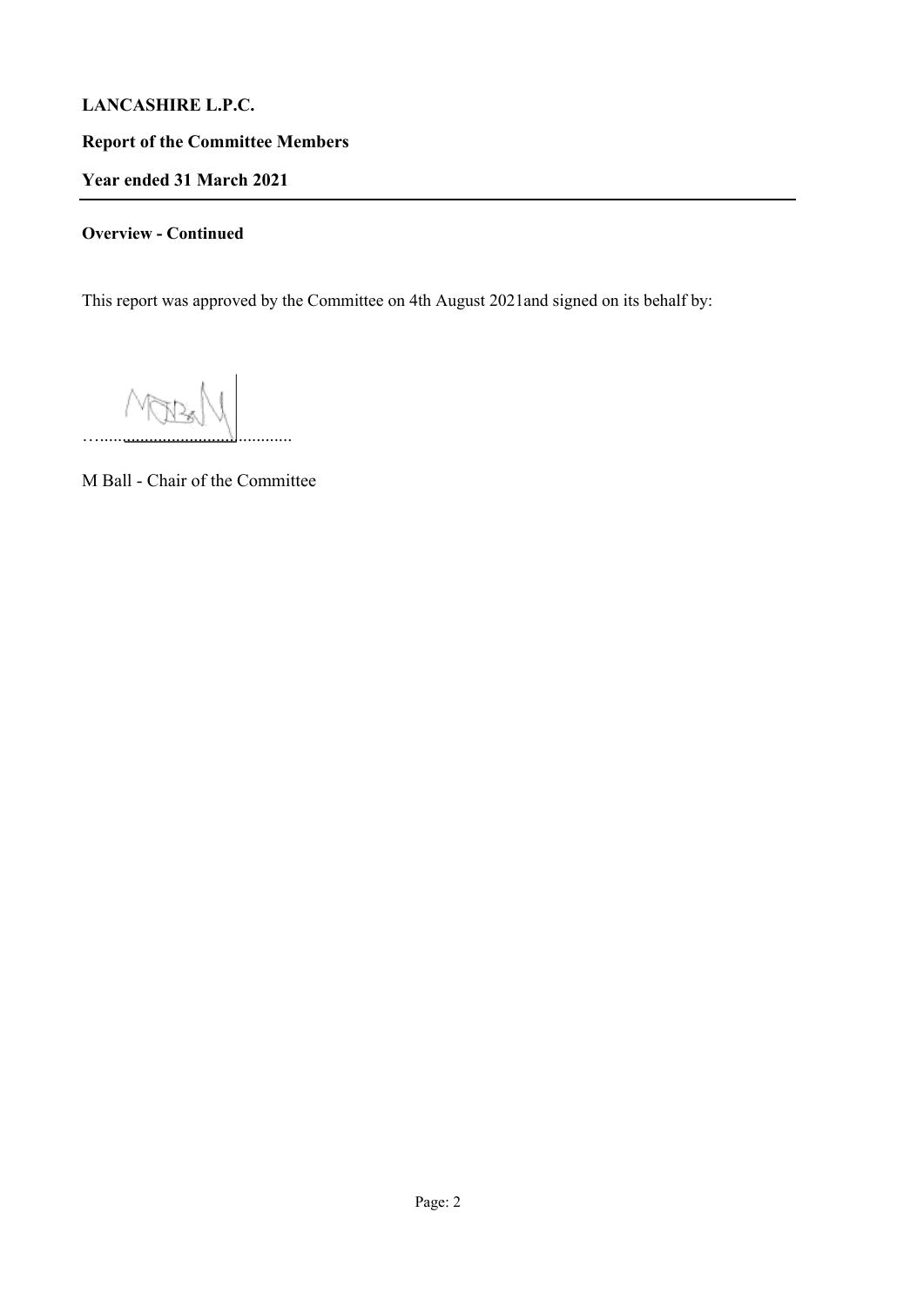**LANCASHIRE L.P.C.**

**Report of the Committee Members**

**Year ended 31 March 2021**

---

**Overview - Continued**

This report was approved by the Committee on 4th August 2021and signed on its behalf by:

…......................................

M Ball - Chair of the Committee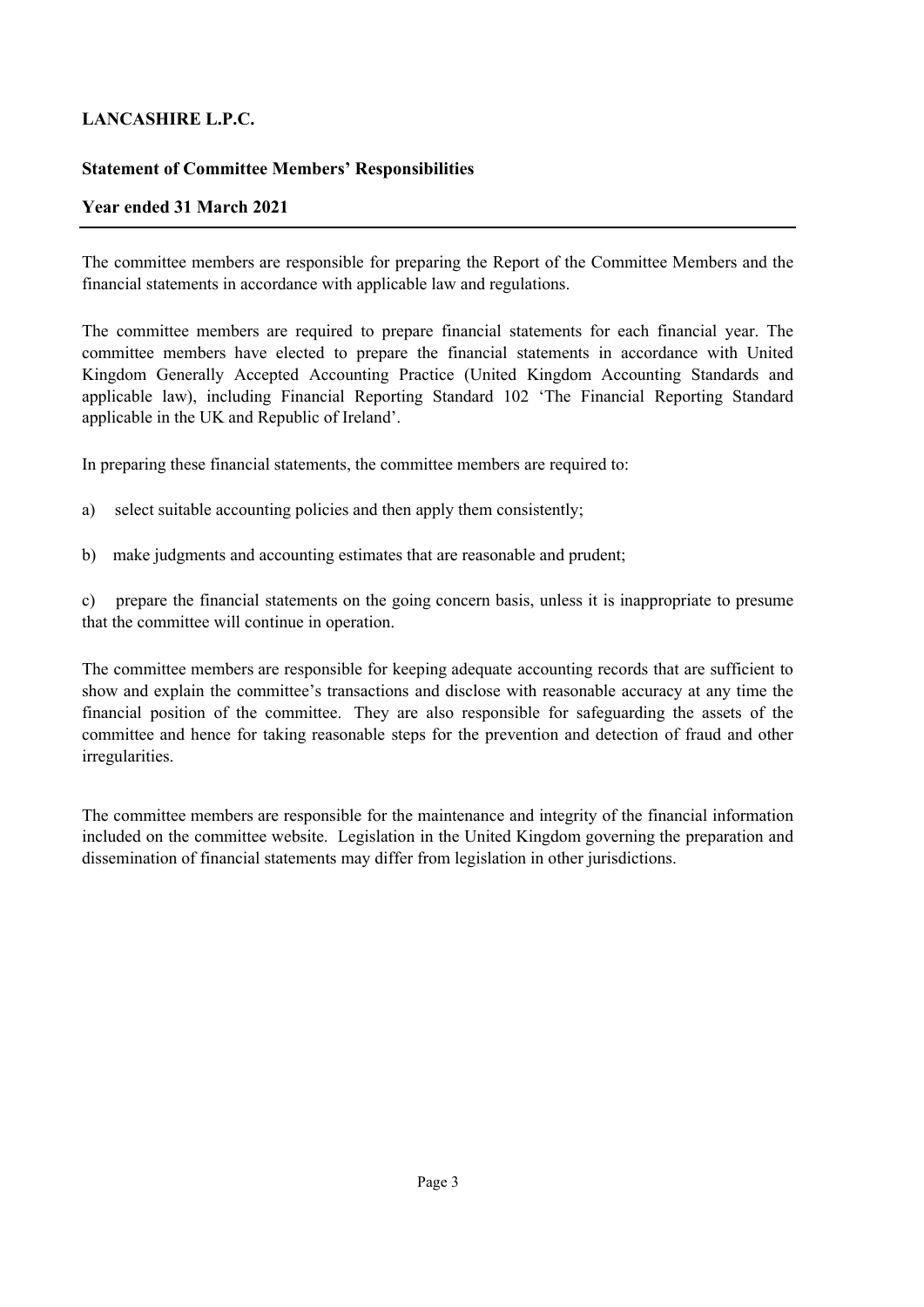# LANCASHIRE L.P.C.

## Statement of Committee Members' Responsibilities

### Year ended 31 March 2021

The committee members are responsible for preparing the Report of the Committee Members and the financial statements in accordance with applicable law and regulations.

The committee members are required to prepare financial statements for each financial year. The committee members have elected to prepare the financial statements in accordance with United Kingdom Generally Accepted Accounting Practice (United Kingdom Accounting Standards and applicable law), including Financial Reporting Standard 102 'The Financial Reporting Standard applicable in the UK and Republic of Ireland'.

In preparing these financial statements, the committee members are required to:

a) select suitable accounting policies and then apply them consistently;

b) make judgments and accounting estimates that are reasonable and prudent;

c) prepare the financial statements on the going concern basis, unless it is inappropriate to presume that the committee will continue in operation.

The committee members are responsible for keeping adequate accounting records that are sufficient to show and explain the committee's transactions and disclose with reasonable accuracy at any time the financial position of the committee. They are also responsible for safeguarding the assets of the committee and hence for taking reasonable steps for the prevention and detection of fraud and other irregularities.

The committee members are responsible for the maintenance and integrity of the financial information included on the committee website. Legislation in the United Kingdom governing the preparation and dissemination of financial statements may differ from legislation in other jurisdictions.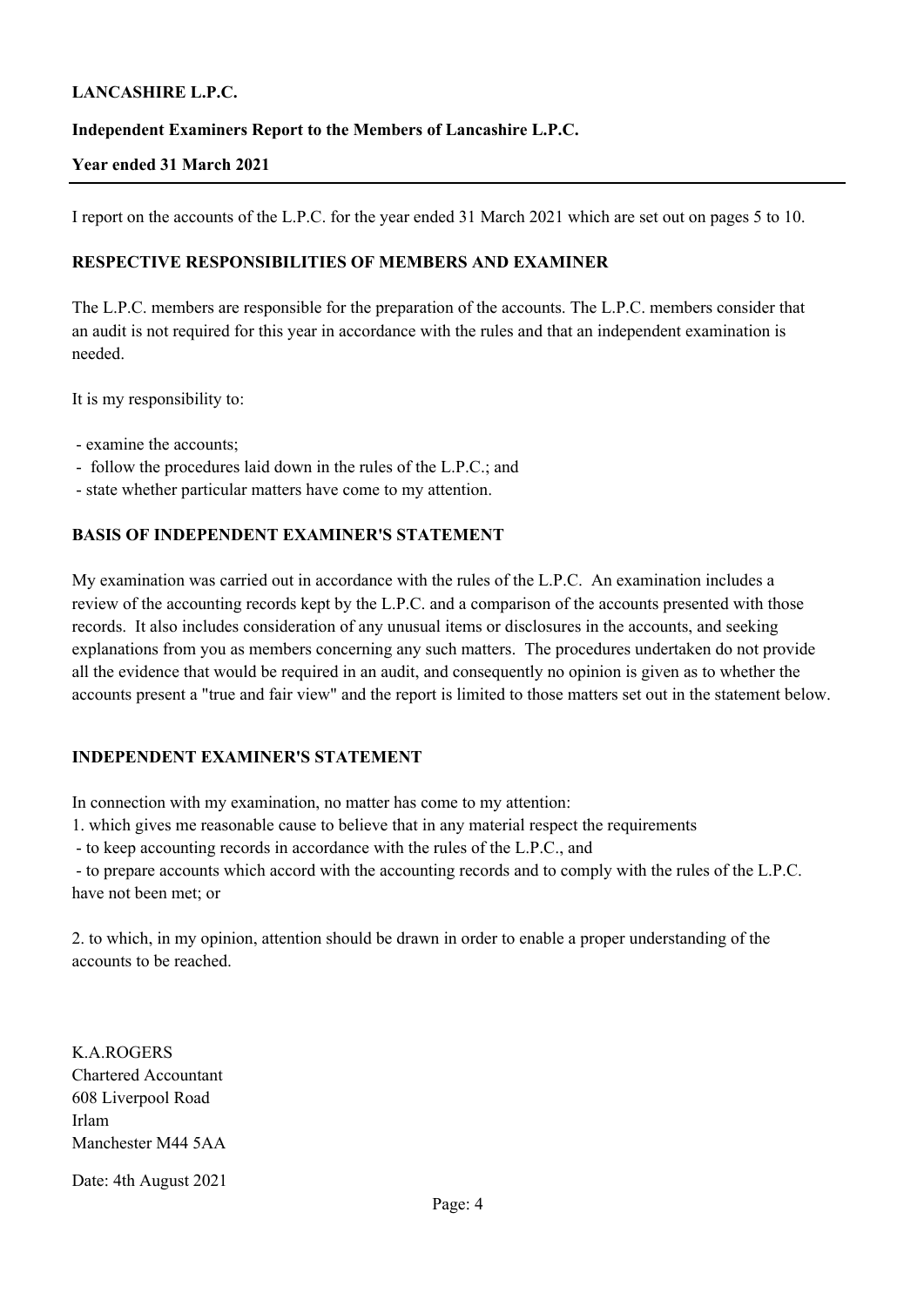**LANCASHIRE L.P.C.**

**Independent Examiners Report to the Members of Lancashire L.P.C.**

**Year ended 31 March 2021**

I report on the accounts of the L.P.C. for the year ended 31 March 2021 which are set out on pages 5 to 10.

## RESPECTIVE RESPONSIBILITIES OF MEMBERS AND EXAMINER

The L.P.C. members are responsible for the preparation of the accounts. The L.P.C. members consider that an audit is not required for this year in accordance with the rules and that an independent examination is needed.

It is my responsibility to:

- examine the accounts;
- follow the procedures laid down in the rules of the L.P.C.; and
- state whether particular matters have come to my attention.

## BASIS OF INDEPENDENT EXAMINER'S STATEMENT

My examination was carried out in accordance with the rules of the L.P.C. An examination includes a review of the accounting records kept by the L.P.C. and a comparison of the accounts presented with those records. It also includes consideration of any unusual items or disclosures in the accounts, and seeking explanations from you as members concerning any such matters. The procedures undertaken do not provide all the evidence that would be required in an audit, and consequently no opinion is given as to whether the accounts present a "true and fair view" and the report is limited to those matters set out in the statement below.

## INDEPENDENT EXAMINER'S STATEMENT

In connection with my examination, no matter has come to my attention:

1. which gives me reasonable cause to believe that in any material respect the requirements
 - to keep accounting records in accordance with the rules of the L.P.C., and
 - to prepare accounts which accord with the accounting records and to comply with the rules of the L.P.C.
 have not been met; or

2. to which, in my opinion, attention should be drawn in order to enable a proper understanding of the accounts to be reached.

K.A.ROGERS
Chartered Accountant
608 Liverpool Road
Irlam
Manchester M44 5AA

Date: 4th August 2021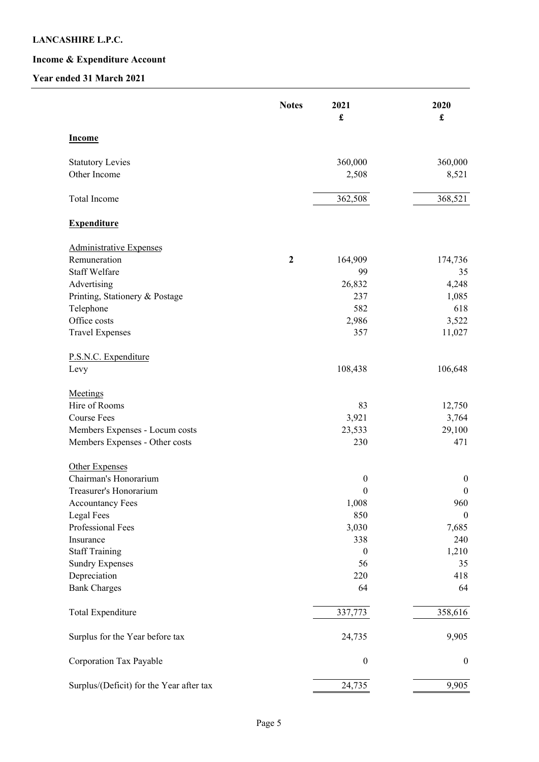**LANCASHIRE L.P.C.**

**Income & Expenditure Account**

**Year ended 31 March 2021**

| | Notes | 2021 £ | 2020 £ |
|---|---|---|---|
| **Income** | | | |
| Statutory Levies | | 360,000 | 360,000 |
| Other Income | | 2,508 | 8,521 |
| Total Income | | 362,508 | 368,521 |
| **Expenditure** | | | |
| Administrative Expenses | | | |
| Remuneration | **2** | 164,909 | 174,736 |
| Staff Welfare | | 99 | 35 |
| Advertising | | 26,832 | 4,248 |
| Printing, Stationery & Postage | | 237 | 1,085 |
| Telephone | | 582 | 618 |
| Office costs | | 2,986 | 3,522 |
| Travel Expenses | | 357 | 11,027 |
| P.S.N.C. Expenditure | | | |
| Levy | | 108,438 | 106,648 |
| Meetings | | | |
| Hire of Rooms | | 83 | 12,750 |
| Course Fees | | 3,921 | 3,764 |
| Members Expenses - Locum costs | | 23,533 | 29,100 |
| Members Expenses - Other costs | | 230 | 471 |
| Other Expenses | | | |
| Chairman's Honorarium | | 0 | 0 |
| Treasurer's Honorarium | | 0 | 0 |
| Accountancy Fees | | 1,008 | 960 |
| Legal Fees | | 850 | 0 |
| Professional Fees | | 3,030 | 7,685 |
| Insurance | | 338 | 240 |
| Staff Training | | 0 | 1,210 |
| Sundry Expenses | | 56 | 35 |
| Depreciation | | 220 | 418 |
| Bank Charges | | 64 | 64 |
| Total Expenditure | | 337,773 | 358,616 |
| Surplus for the Year before tax | | 24,735 | 9,905 |
| Corporation Tax Payable | | 0 | 0 |
| Surplus/(Deficit) for the Year after tax | | 24,735 | 9,905 |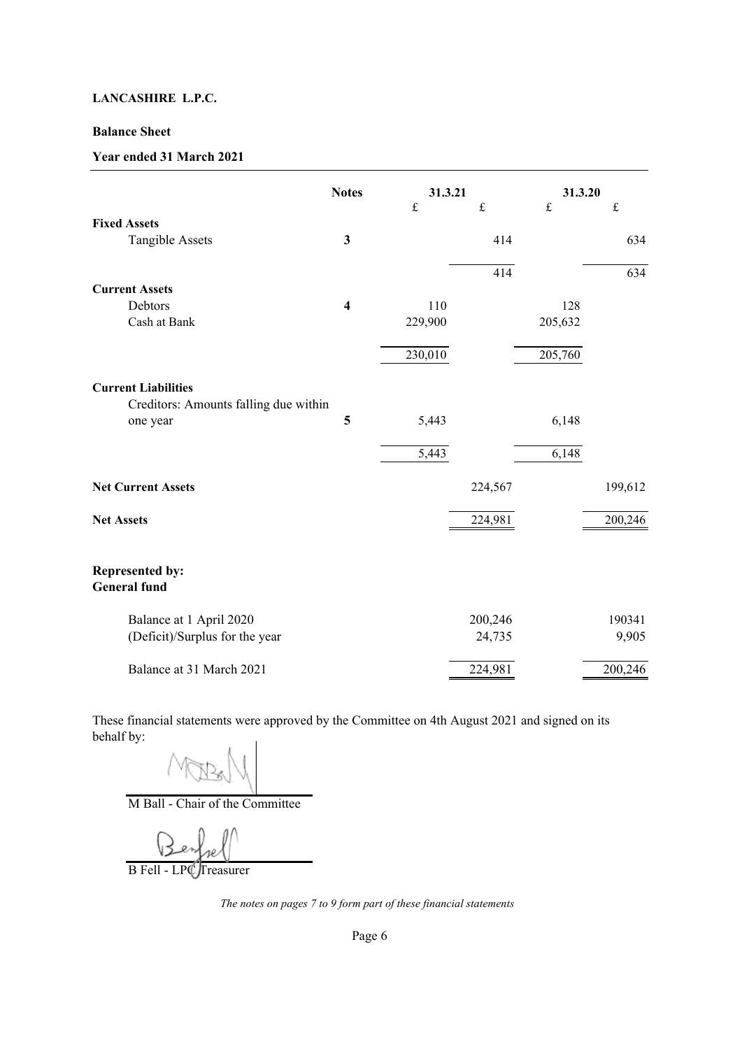**LANCASHIRE L.P.C.**

**Balance Sheet**

**Year ended 31 March 2021**

| | Notes | 31.3.21 | | 31.3.20 | |
|---|---|---|---|---|---|
| | | £ | £ | £ | £ |
| **Fixed Assets** | | | | | |
| Tangible Assets | 3 | | 414 | | 634 |
| | | | 414 | | 634 |
| **Current Assets** | | | | | |
| Debtors | 4 | 110 | | 128 | |
| Cash at Bank | | 229,900 | | 205,632 | |
| | | 230,010 | | 205,760 | |
| **Current Liabilities** | | | | | |
| Creditors: Amounts falling due within one year | 5 | 5,443 | | 6,148 | |
| | | 5,443 | | 6,148 | |
| **Net Current Assets** | | | 224,567 | | 199,612 |
| **Net Assets** | | | 224,981 | | 200,246 |
| **Represented by:** | | | | | |
| **General fund** | | | | | |
| Balance at 1 April 2020 | | | 200,246 | | 190341 |
| (Deficit)/Surplus for the year | | | 24,735 | | 9,905 |
| Balance at 31 March 2021 | | | 224,981 | | 200,246 |

These financial statements were approved by the Committee on 4th August 2021 and signed on its behalf by:

M Ball - Chair of the Committee

B Fell - LPC Treasurer

*The notes on pages 7 to 9 form part of these financial statements*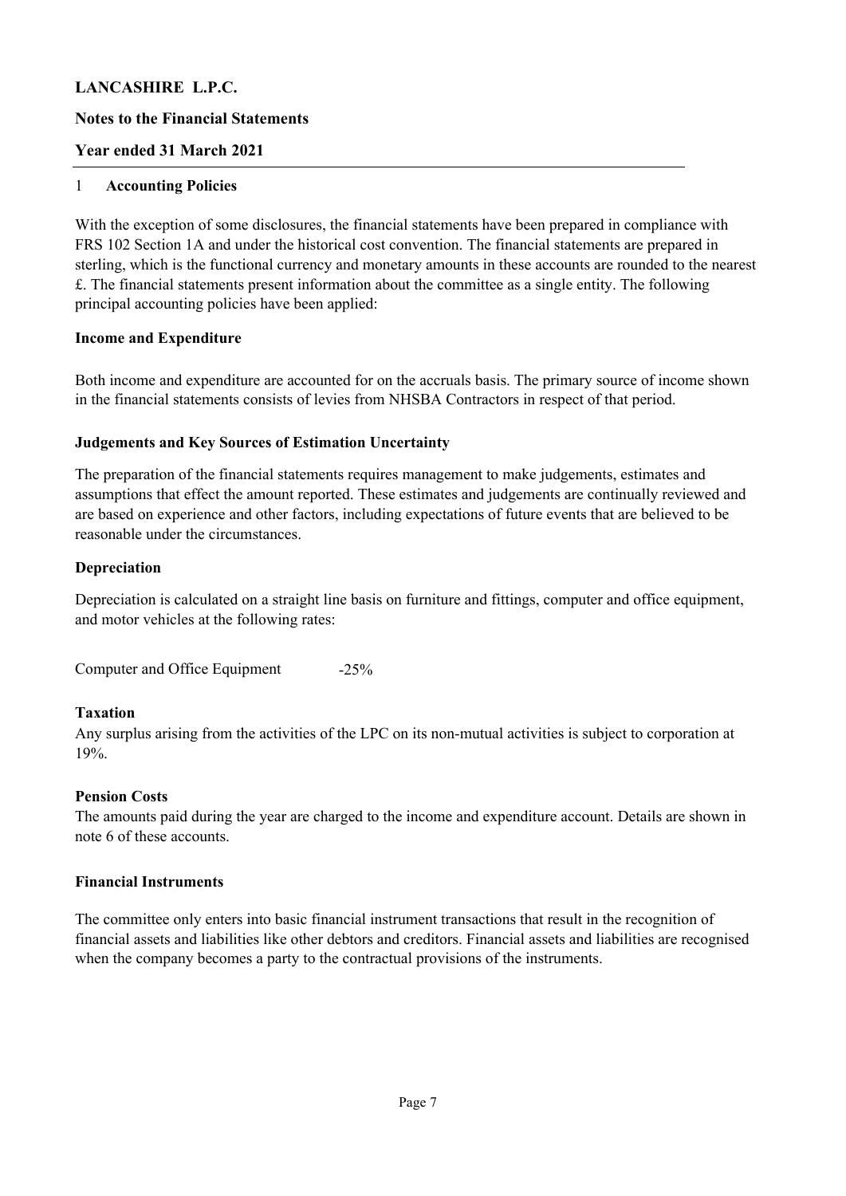# LANCASHIRE L.P.C.

## Notes to the Financial Statements

## Year ended 31 March 2021

### 1 Accounting Policies

With the exception of some disclosures, the financial statements have been prepared in compliance with FRS 102 Section 1A and under the historical cost convention. The financial statements are prepared in sterling, which is the functional currency and monetary amounts in these accounts are rounded to the nearest £. The financial statements present information about the committee as a single entity. The following principal accounting policies have been applied:

**Income and Expenditure**

Both income and expenditure are accounted for on the accruals basis. The primary source of income shown in the financial statements consists of levies from NHSBA Contractors in respect of that period.

**Judgements and Key Sources of Estimation Uncertainty**

The preparation of the financial statements requires management to make judgements, estimates and assumptions that effect the amount reported. These estimates and judgements are continually reviewed and are based on experience and other factors, including expectations of future events that are believed to be reasonable under the circumstances.

**Depreciation**

Depreciation is calculated on a straight line basis on furniture and fittings, computer and office equipment, and motor vehicles at the following rates:

Computer and Office Equipment -25%

**Taxation**

Any surplus arising from the activities of the LPC on its non-mutual activities is subject to corporation at 19%.

**Pension Costs**

The amounts paid during the year are charged to the income and expenditure account. Details are shown in note 6 of these accounts.

**Financial Instruments**

The committee only enters into basic financial instrument transactions that result in the recognition of financial assets and liabilities like other debtors and creditors. Financial assets and liabilities are recognised when the company becomes a party to the contractual provisions of the instruments.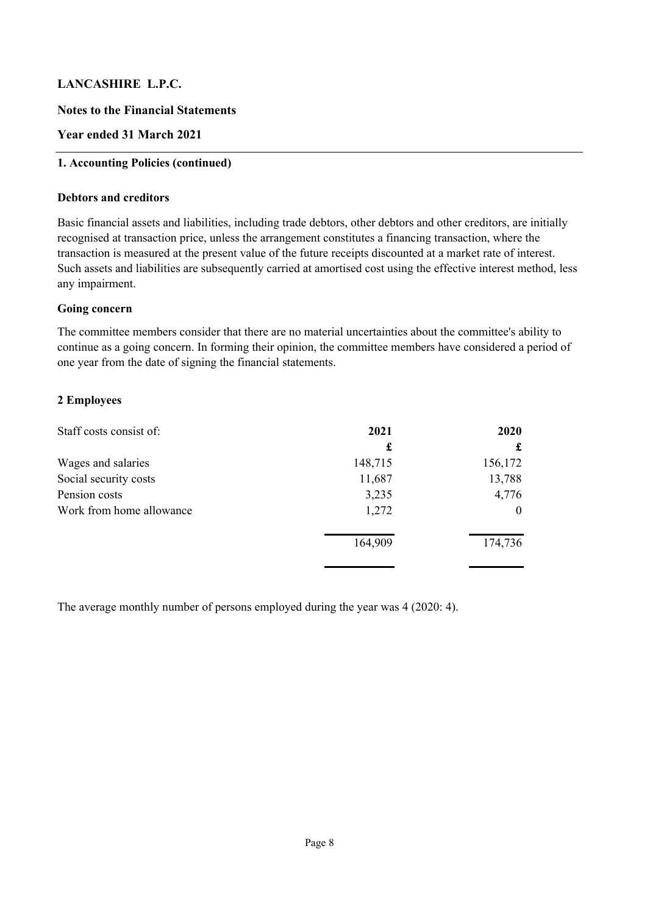# LANCASHIRE L.P.C.

**Notes to the Financial Statements**

**Year ended 31 March 2021**

## 1. Accounting Policies (continued)

### Debtors and creditors

Basic financial assets and liabilities, including trade debtors, other debtors and other creditors, are initially recognised at transaction price, unless the arrangement constitutes a financing transaction, where the transaction is measured at the present value of the future receipts discounted at a market rate of interest. Such assets and liabilities are subsequently carried at amortised cost using the effective interest method, less any impairment.

### Going concern

The committee members consider that there are no material uncertainties about the committee's ability to continue as a going concern. In forming their opinion, the committee members have considered a period of one year from the date of signing the financial statements.

## 2 Employees

| Staff costs consist of: | 2021 | 2020 |
|---|---|---|
| | £ | £ |
| Wages and salaries | 148,715 | 156,172 |
| Social security costs | 11,687 | 13,788 |
| Pension costs | 3,235 | 4,776 |
| Work from home allowance | 1,272 | 0 |
| | 164,909 | 174,736 |

The average monthly number of persons employed during the year was 4 (2020: 4).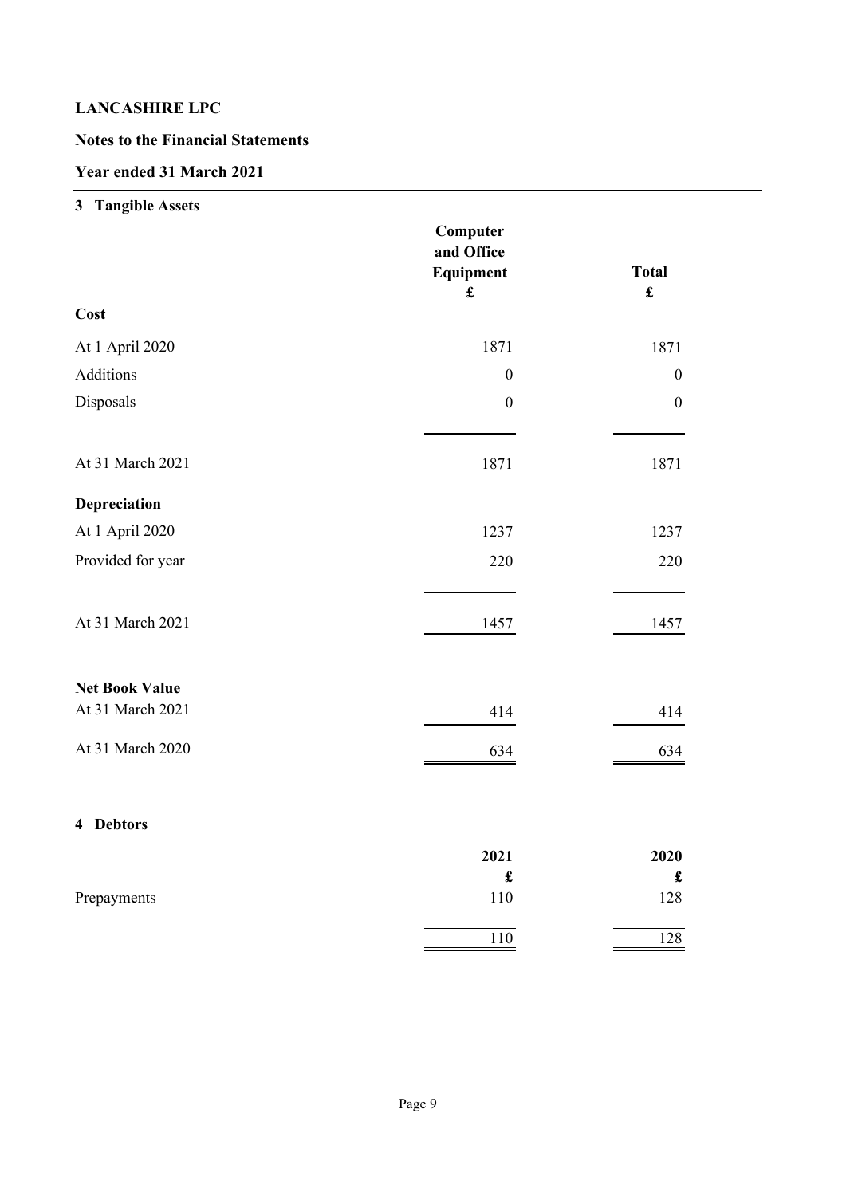**LANCASHIRE LPC**

**Notes to the Financial Statements**

**Year ended 31 March 2021**

### 3 Tangible Assets

| | Computer and Office Equipment £ | Total £ |
|---|---|---|
| **Cost** | | |
| At 1 April 2020 | 1871 | 1871 |
| Additions | 0 | 0 |
| Disposals | 0 | 0 |
| At 31 March 2021 | 1871 | 1871 |
| **Depreciation** | | |
| At 1 April 2020 | 1237 | 1237 |
| Provided for year | 220 | 220 |
| At 31 March 2021 | 1457 | 1457 |
| **Net Book Value** | | |
| At 31 March 2021 | 414 | 414 |
| At 31 March 2020 | 634 | 634 |

### 4 Debtors

| | 2021 £ | 2020 £ |
|---|---|---|
| Prepayments | 110 | 128 |
| | 110 | 128 |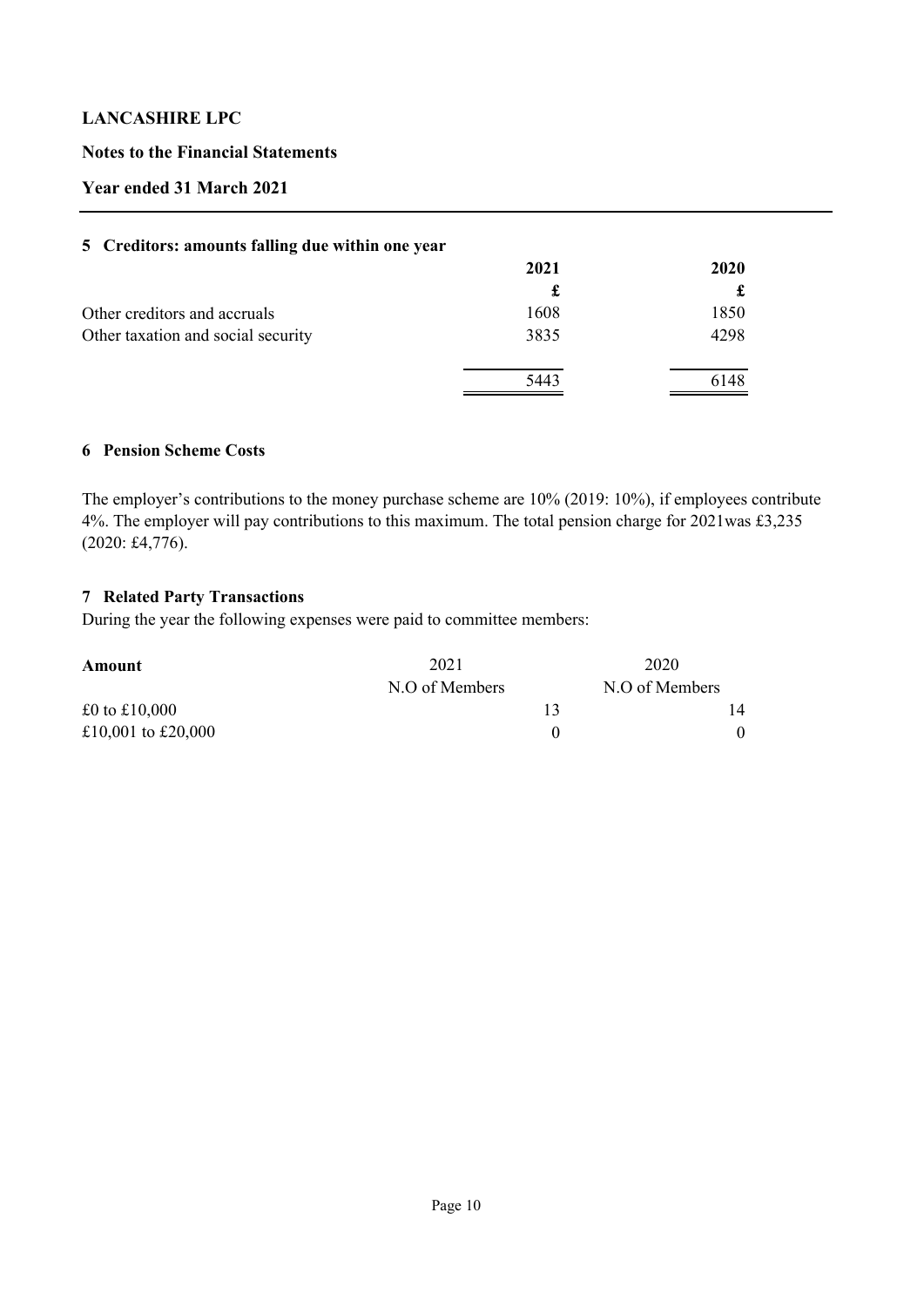**LANCASHIRE LPC**

**Notes to the Financial Statements**

**Year ended 31 March 2021**

### 5 Creditors: amounts falling due within one year

| | 2021 | 2020 |
|---|---|---|
| | £ | £ |
| Other creditors and accruals | 1608 | 1850 |
| Other taxation and social security | 3835 | 4298 |
| | 5443 | 6148 |

### 6 Pension Scheme Costs

The employer's contributions to the money purchase scheme are 10% (2019: 10%), if employees contribute 4%. The employer will pay contributions to this maximum. The total pension charge for 2021was £3,235 (2020: £4,776).

### 7 Related Party Transactions

During the year the following expenses were paid to committee members:

| Amount | 2021 | 2020 |
|---|---|---|
| | N.O of Members | N.O of Members |
| £0 to £10,000 | 13 | 14 |
| £10,001 to £20,000 | 0 | 0 |